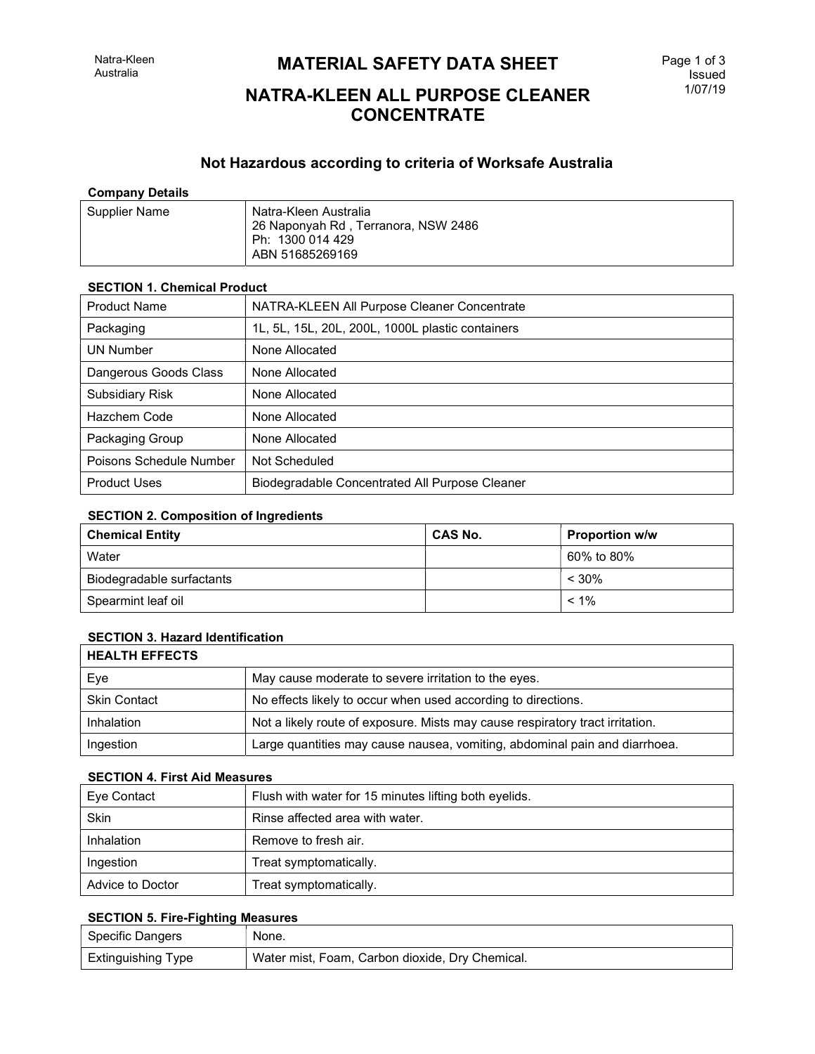# MATERIAL SAFETY DATA SHEET

# NATRA-KLEEN ALL PURPOSE CLEANER CONCENTRATE

Issued 1/07/19

## Not Hazardous according to criteria of Worksafe Australia

**Company Details**

| Supplier Name | Natra-Kleen Australia<br>26 Naponyah Rd , Terranora, NSW 2486<br>Ph: 1300 014 429<br>ABN 51685269169 |
|---|---|

**SECTION 1. Chemical Product**

| Product Name | NATRA-KLEEN All Purpose Cleaner Concentrate |
|---|---|
| Packaging | 1L, 5L, 15L, 20L, 200L, 1000L plastic containers |
| UN Number | None Allocated |
| Dangerous Goods Class | None Allocated |
| Subsidiary Risk | None Allocated |
| Hazchem Code | None Allocated |
| Packaging Group | None Allocated |
| Poisons Schedule Number | Not Scheduled |
| Product Uses | Biodegradable Concentrated All Purpose Cleaner |

**SECTION 2. Composition of Ingredients**

| Chemical Entity | CAS No. | Proportion w/w |
|---|---|---|
| Water | | 60% to 80% |
| Biodegradable surfactants | | < 30% |
| Spearmint leaf oil | | < 1% |

**SECTION 3. Hazard Identification**

| HEALTH EFFECTS | |
|---|---|
| Eye | May cause moderate to severe irritation to the eyes. |
| Skin Contact | No effects likely to occur when used according to directions. |
| Inhalation | Not a likely route of exposure. Mists may cause respiratory tract irritation. |
| Ingestion | Large quantities may cause nausea, vomiting, abdominal pain and diarrhoea. |

**SECTION 4. First Aid Measures**

| Eye Contact | Flush with water for 15 minutes lifting both eyelids. |
|---|---|
| Skin | Rinse affected area with water. |
| Inhalation | Remove to fresh air. |
| Ingestion | Treat symptomatically. |
| Advice to Doctor | Treat symptomatically. |

**SECTION 5. Fire-Fighting Measures**

| Specific Dangers | None. |
|---|---|
| Extinguishing Type | Water mist, Foam, Carbon dioxide, Dry Chemical. |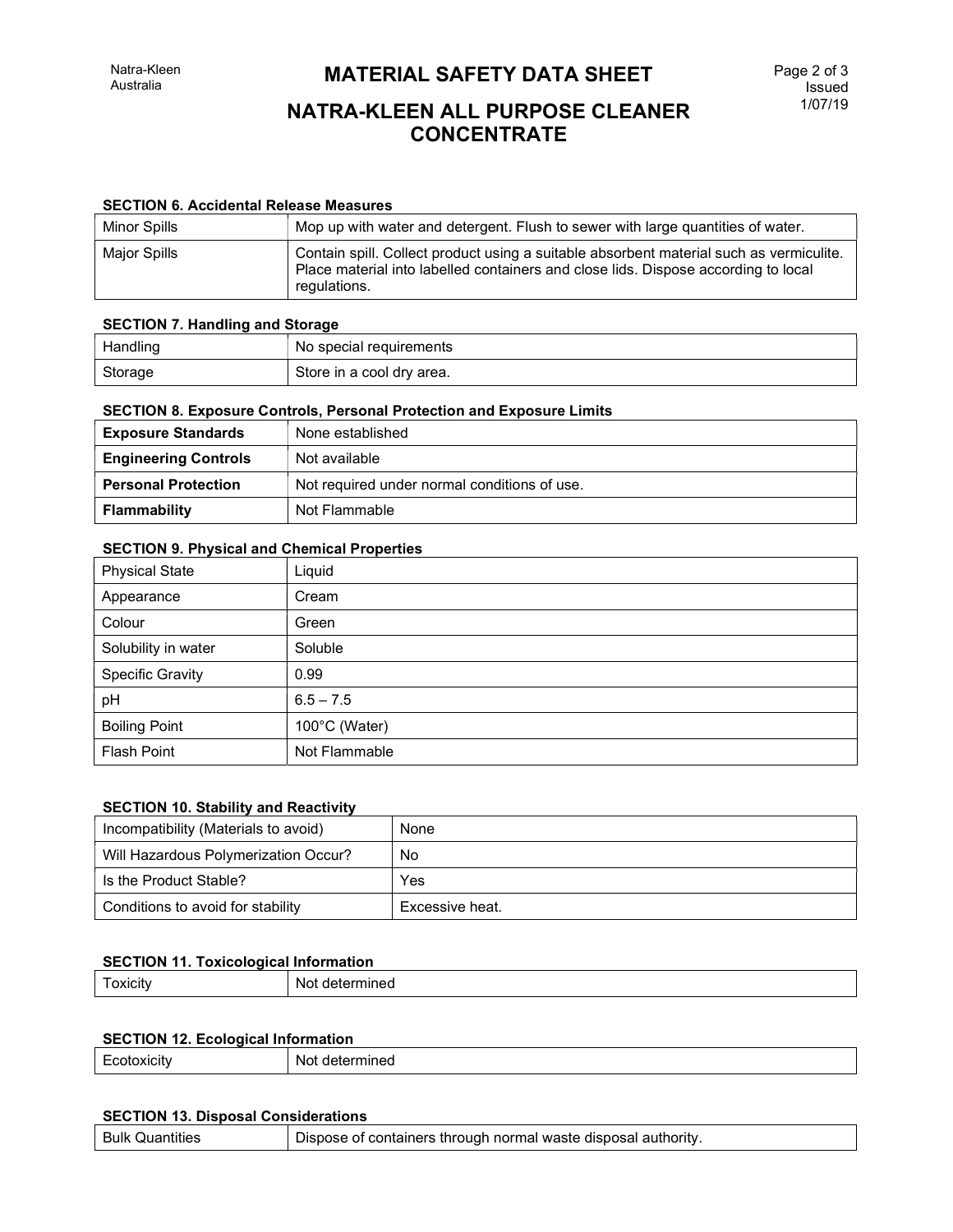# MATERIAL SAFETY DATA SHEET

# NATRA-KLEEN ALL PURPOSE CLEANER CONCENTRATE

**SECTION 6. Accidental Release Measures**

| | |
|---|---|
| Minor Spills | Mop up with water and detergent. Flush to sewer with large quantities of water. |
| Major Spills | Contain spill. Collect product using a suitable absorbent material such as vermiculite. Place material into labelled containers and close lids. Dispose according to local regulations. |

**SECTION 7. Handling and Storage**

| | |
|---|---|
| Handling | No special requirements |
| Storage | Store in a cool dry area. |

**SECTION 8. Exposure Controls, Personal Protection and Exposure Limits**

| | |
|---|---|
| **Exposure Standards** | None established |
| **Engineering Controls** | Not available |
| **Personal Protection** | Not required under normal conditions of use. |
| **Flammability** | Not Flammable |

**SECTION 9. Physical and Chemical Properties**

| | |
|---|---|
| Physical State | Liquid |
| Appearance | Cream |
| Colour | Green |
| Solubility in water | Soluble |
| Specific Gravity | 0.99 |
| pH | 6.5 – 7.5 |
| Boiling Point | 100°C (Water) |
| Flash Point | Not Flammable |

**SECTION 10. Stability and Reactivity**

| | |
|---|---|
| Incompatibility (Materials to avoid) | None |
| Will Hazardous Polymerization Occur? | No |
| Is the Product Stable? | Yes |
| Conditions to avoid for stability | Excessive heat. |

**SECTION 11. Toxicological Information**

| | |
|---|---|
| Toxicity | Not determined |

**SECTION 12. Ecological Information**

| | |
|---|---|
| Ecotoxicity | Not determined |

**SECTION 13. Disposal Considerations**

| | |
|---|---|
| Bulk Quantities | Dispose of containers through normal waste disposal authority. |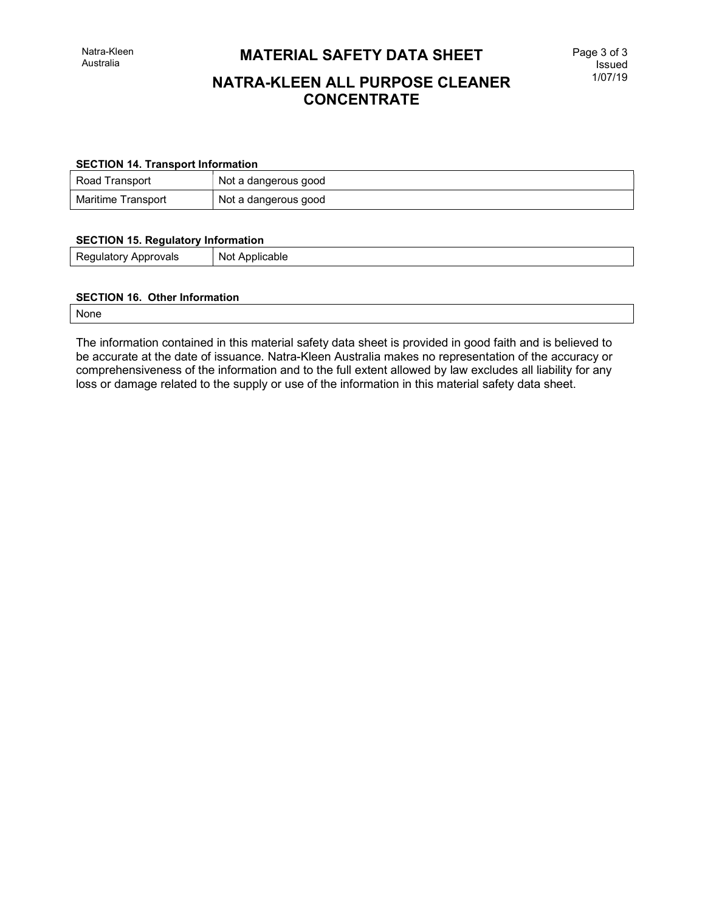#### SECTION 14. Transport Information

| | |
|---|---|
| Road Transport | Not a dangerous good |
| Maritime Transport | Not a dangerous good |

#### SECTION 15. Regulatory Information

| | |
|---|---|
| Regulatory Approvals | Not Applicable |

#### SECTION 16. Other Information

| |
|---|
| None |

The information contained in this material safety data sheet is provided in good faith and is believed to be accurate at the date of issuance. Natra-Kleen Australia makes no representation of the accuracy or comprehensiveness of the information and to the full extent allowed by law excludes all liability for any loss or damage related to the supply or use of the information in this material safety data sheet.